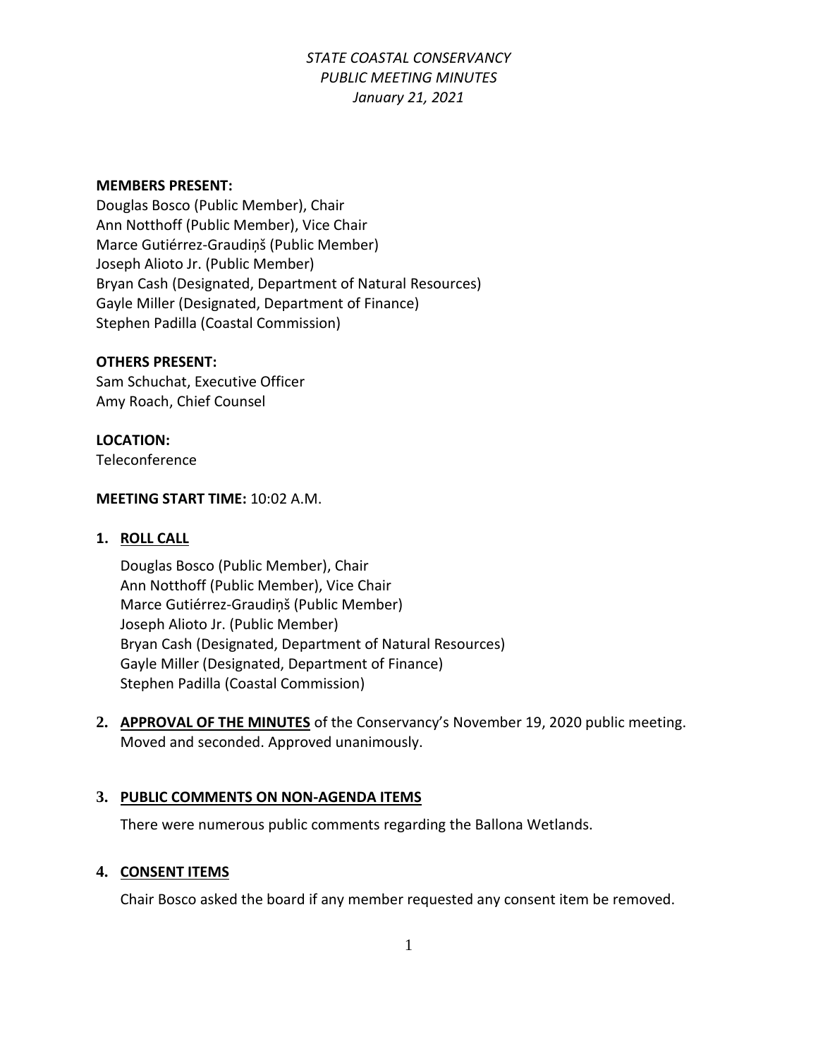*STATE COASTAL CONSERVANCY*
*PUBLIC MEETING MINUTES*
*January 21, 2021*

**MEMBERS PRESENT:**
Douglas Bosco (Public Member), Chair
Ann Notthoff (Public Member), Vice Chair
Marce Gutiérrez-Graudiņš (Public Member)
Joseph Alioto Jr. (Public Member)
Bryan Cash (Designated, Department of Natural Resources)
Gayle Miller (Designated, Department of Finance)
Stephen Padilla (Coastal Commission)

**OTHERS PRESENT:**
Sam Schuchat, Executive Officer
Amy Roach, Chief Counsel

**LOCATION:**
Teleconference

**MEETING START TIME:** 10:02 A.M.

1. **ROLL CALL**

   Douglas Bosco (Public Member), Chair
   Ann Notthoff (Public Member), Vice Chair
   Marce Gutiérrez-Graudiņš (Public Member)
   Joseph Alioto Jr. (Public Member)
   Bryan Cash (Designated, Department of Natural Resources)
   Gayle Miller (Designated, Department of Finance)
   Stephen Padilla (Coastal Commission)

2. **APPROVAL OF THE MINUTES** of the Conservancy's November 19, 2020 public meeting. Moved and seconded. Approved unanimously.

3. **PUBLIC COMMENTS ON NON-AGENDA ITEMS**

   There were numerous public comments regarding the Ballona Wetlands.

4. **CONSENT ITEMS**

   Chair Bosco asked the board if any member requested any consent item be removed.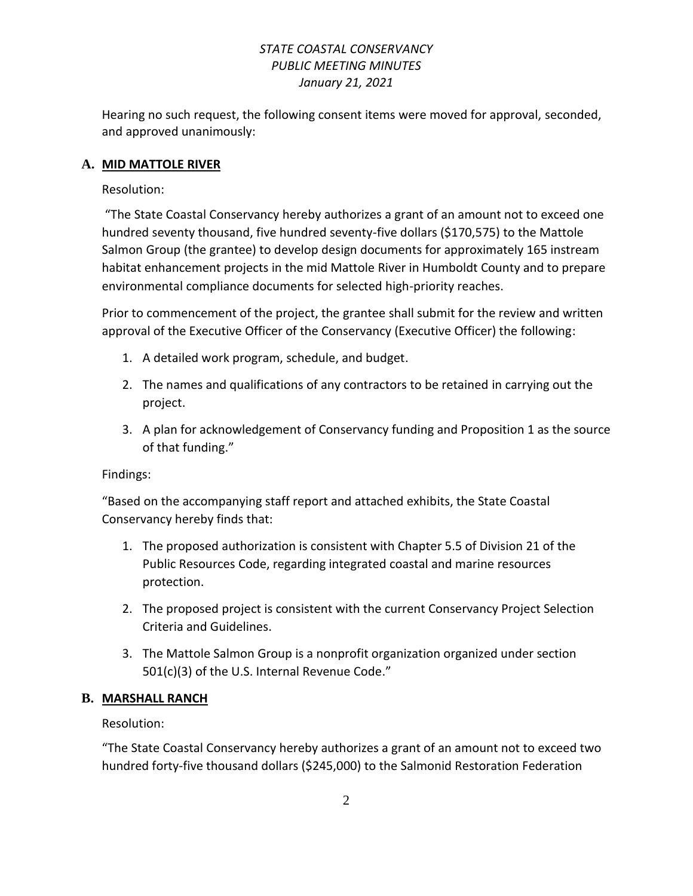Hearing no such request, the following consent items were moved for approval, seconded, and approved unanimously:

## A. MID MATTOLE RIVER

Resolution:

"The State Coastal Conservancy hereby authorizes a grant of an amount not to exceed one hundred seventy thousand, five hundred seventy-five dollars ($170,575) to the Mattole Salmon Group (the grantee) to develop design documents for approximately 165 instream habitat enhancement projects in the mid Mattole River in Humboldt County and to prepare environmental compliance documents for selected high-priority reaches.

Prior to commencement of the project, the grantee shall submit for the review and written approval of the Executive Officer of the Conservancy (Executive Officer) the following:

1. A detailed work program, schedule, and budget.
2. The names and qualifications of any contractors to be retained in carrying out the project.
3. A plan for acknowledgement of Conservancy funding and Proposition 1 as the source of that funding."

Findings:

"Based on the accompanying staff report and attached exhibits, the State Coastal Conservancy hereby finds that:

1. The proposed authorization is consistent with Chapter 5.5 of Division 21 of the Public Resources Code, regarding integrated coastal and marine resources protection.
2. The proposed project is consistent with the current Conservancy Project Selection Criteria and Guidelines.
3. The Mattole Salmon Group is a nonprofit organization organized under section 501(c)(3) of the U.S. Internal Revenue Code."

## B. MARSHALL RANCH

Resolution:

"The State Coastal Conservancy hereby authorizes a grant of an amount not to exceed two hundred forty-five thousand dollars ($245,000) to the Salmonid Restoration Federation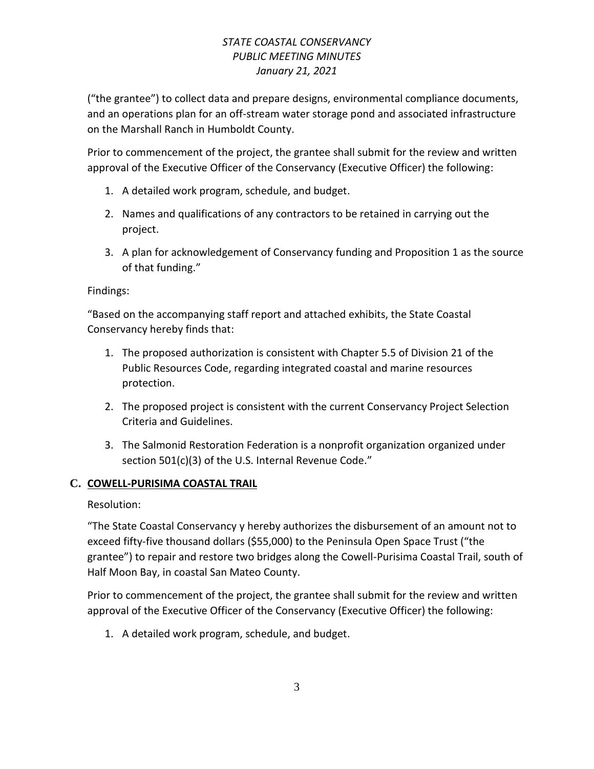("the grantee") to collect data and prepare designs, environmental compliance documents, and an operations plan for an off-stream water storage pond and associated infrastructure on the Marshall Ranch in Humboldt County.

Prior to commencement of the project, the grantee shall submit for the review and written approval of the Executive Officer of the Conservancy (Executive Officer) the following:

1. A detailed work program, schedule, and budget.
2. Names and qualifications of any contractors to be retained in carrying out the project.
3. A plan for acknowledgement of Conservancy funding and Proposition 1 as the source of that funding."

Findings:

"Based on the accompanying staff report and attached exhibits, the State Coastal Conservancy hereby finds that:

1. The proposed authorization is consistent with Chapter 5.5 of Division 21 of the Public Resources Code, regarding integrated coastal and marine resources protection.
2. The proposed project is consistent with the current Conservancy Project Selection Criteria and Guidelines.
3. The Salmonid Restoration Federation is a nonprofit organization organized under section 501(c)(3) of the U.S. Internal Revenue Code."

## C. COWELL-PURISIMA COASTAL TRAIL

Resolution:

"The State Coastal Conservancy y hereby authorizes the disbursement of an amount not to exceed fifty-five thousand dollars ($55,000) to the Peninsula Open Space Trust ("the grantee") to repair and restore two bridges along the Cowell-Purisima Coastal Trail, south of Half Moon Bay, in coastal San Mateo County.

Prior to commencement of the project, the grantee shall submit for the review and written approval of the Executive Officer of the Conservancy (Executive Officer) the following:

1. A detailed work program, schedule, and budget.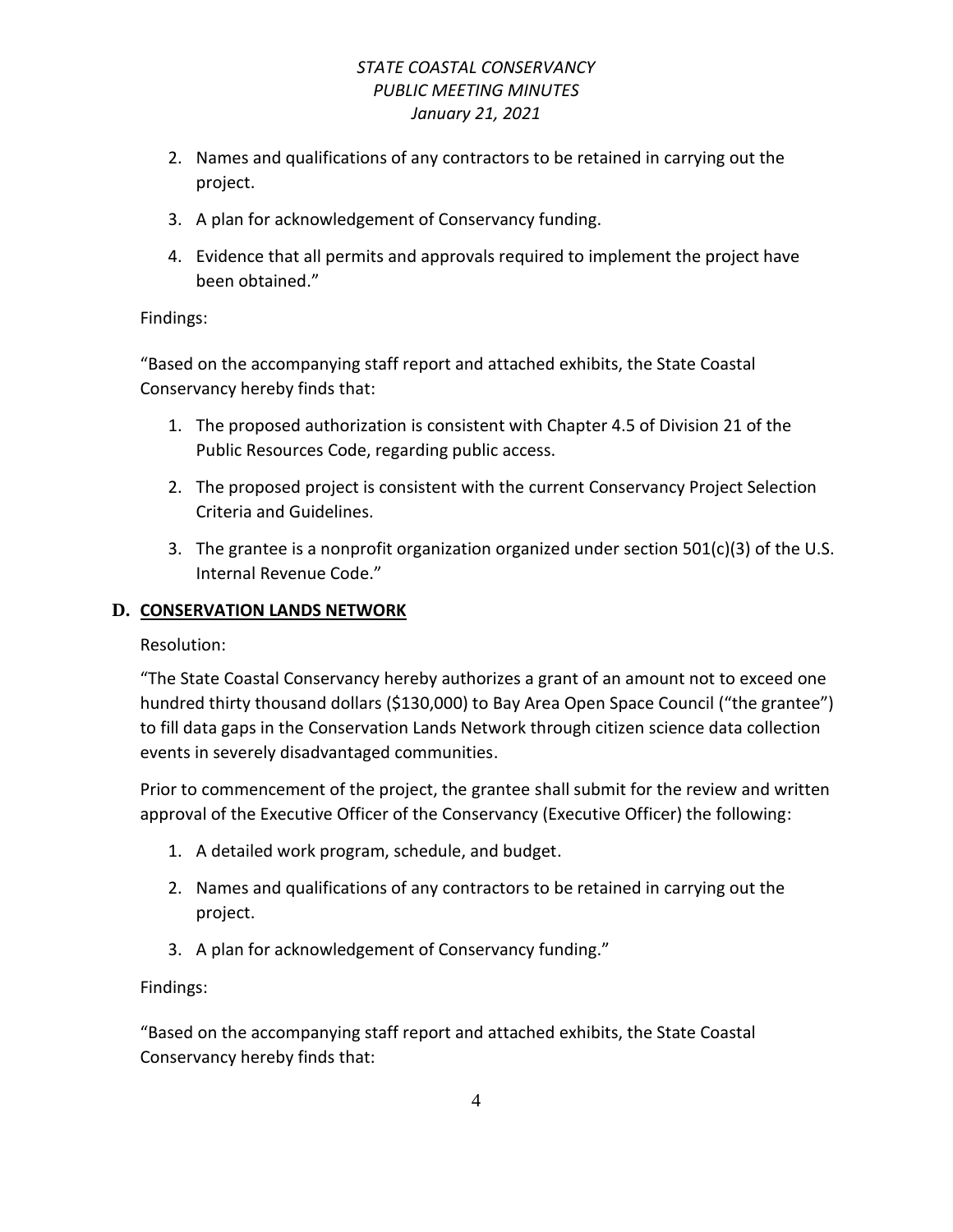2. Names and qualifications of any contractors to be retained in carrying out the project.
3. A plan for acknowledgement of Conservancy funding.
4. Evidence that all permits and approvals required to implement the project have been obtained."

Findings:

"Based on the accompanying staff report and attached exhibits, the State Coastal Conservancy hereby finds that:

1. The proposed authorization is consistent with Chapter 4.5 of Division 21 of the Public Resources Code, regarding public access.
2. The proposed project is consistent with the current Conservancy Project Selection Criteria and Guidelines.
3. The grantee is a nonprofit organization organized under section 501(c)(3) of the U.S. Internal Revenue Code."

## D. CONSERVATION LANDS NETWORK

Resolution:

"The State Coastal Conservancy hereby authorizes a grant of an amount not to exceed one hundred thirty thousand dollars ($130,000) to Bay Area Open Space Council ("the grantee") to fill data gaps in the Conservation Lands Network through citizen science data collection events in severely disadvantaged communities.

Prior to commencement of the project, the grantee shall submit for the review and written approval of the Executive Officer of the Conservancy (Executive Officer) the following:

1. A detailed work program, schedule, and budget.
2. Names and qualifications of any contractors to be retained in carrying out the project.
3. A plan for acknowledgement of Conservancy funding."

Findings:

"Based on the accompanying staff report and attached exhibits, the State Coastal Conservancy hereby finds that: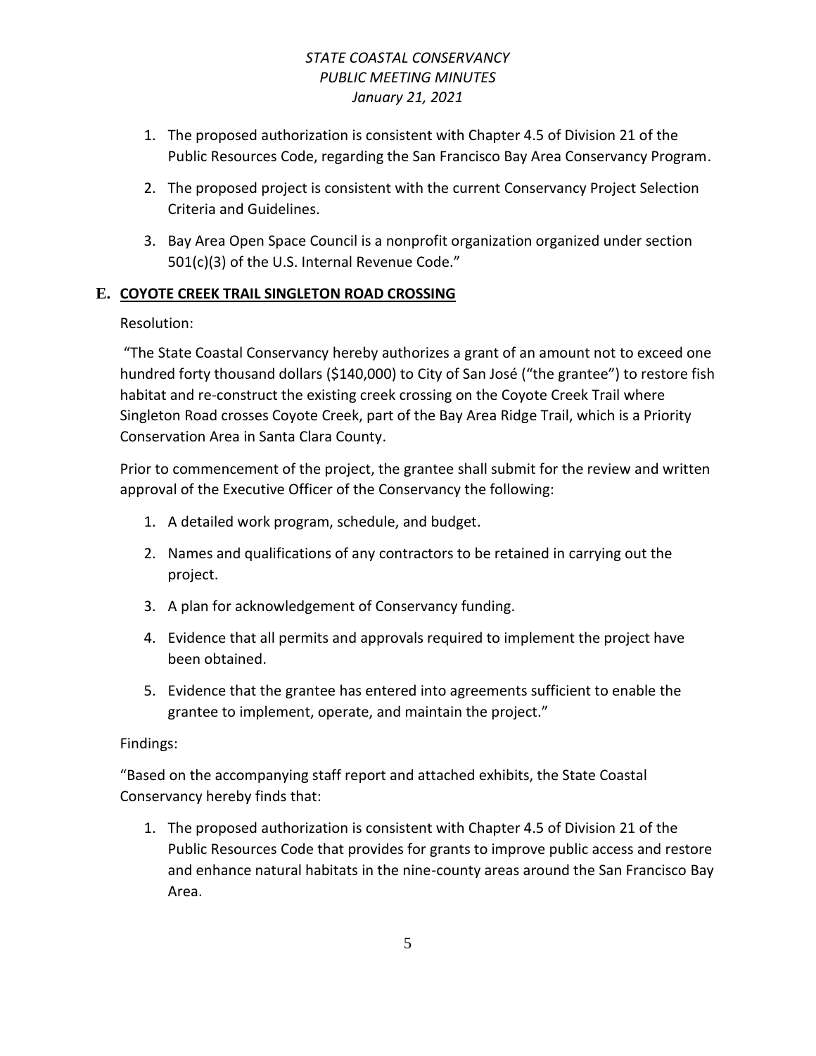1. The proposed authorization is consistent with Chapter 4.5 of Division 21 of the Public Resources Code, regarding the San Francisco Bay Area Conservancy Program.
2. The proposed project is consistent with the current Conservancy Project Selection Criteria and Guidelines.
3. Bay Area Open Space Council is a nonprofit organization organized under section 501(c)(3) of the U.S. Internal Revenue Code."

## E. COYOTE CREEK TRAIL SINGLETON ROAD CROSSING

Resolution:

"The State Coastal Conservancy hereby authorizes a grant of an amount not to exceed one hundred forty thousand dollars ($140,000) to City of San José ("the grantee") to restore fish habitat and re-construct the existing creek crossing on the Coyote Creek Trail where Singleton Road crosses Coyote Creek, part of the Bay Area Ridge Trail, which is a Priority Conservation Area in Santa Clara County.

Prior to commencement of the project, the grantee shall submit for the review and written approval of the Executive Officer of the Conservancy the following:

1. A detailed work program, schedule, and budget.
2. Names and qualifications of any contractors to be retained in carrying out the project.
3. A plan for acknowledgement of Conservancy funding.
4. Evidence that all permits and approvals required to implement the project have been obtained.
5. Evidence that the grantee has entered into agreements sufficient to enable the grantee to implement, operate, and maintain the project."

Findings:

"Based on the accompanying staff report and attached exhibits, the State Coastal Conservancy hereby finds that:

1. The proposed authorization is consistent with Chapter 4.5 of Division 21 of the Public Resources Code that provides for grants to improve public access and restore and enhance natural habitats in the nine-county areas around the San Francisco Bay Area.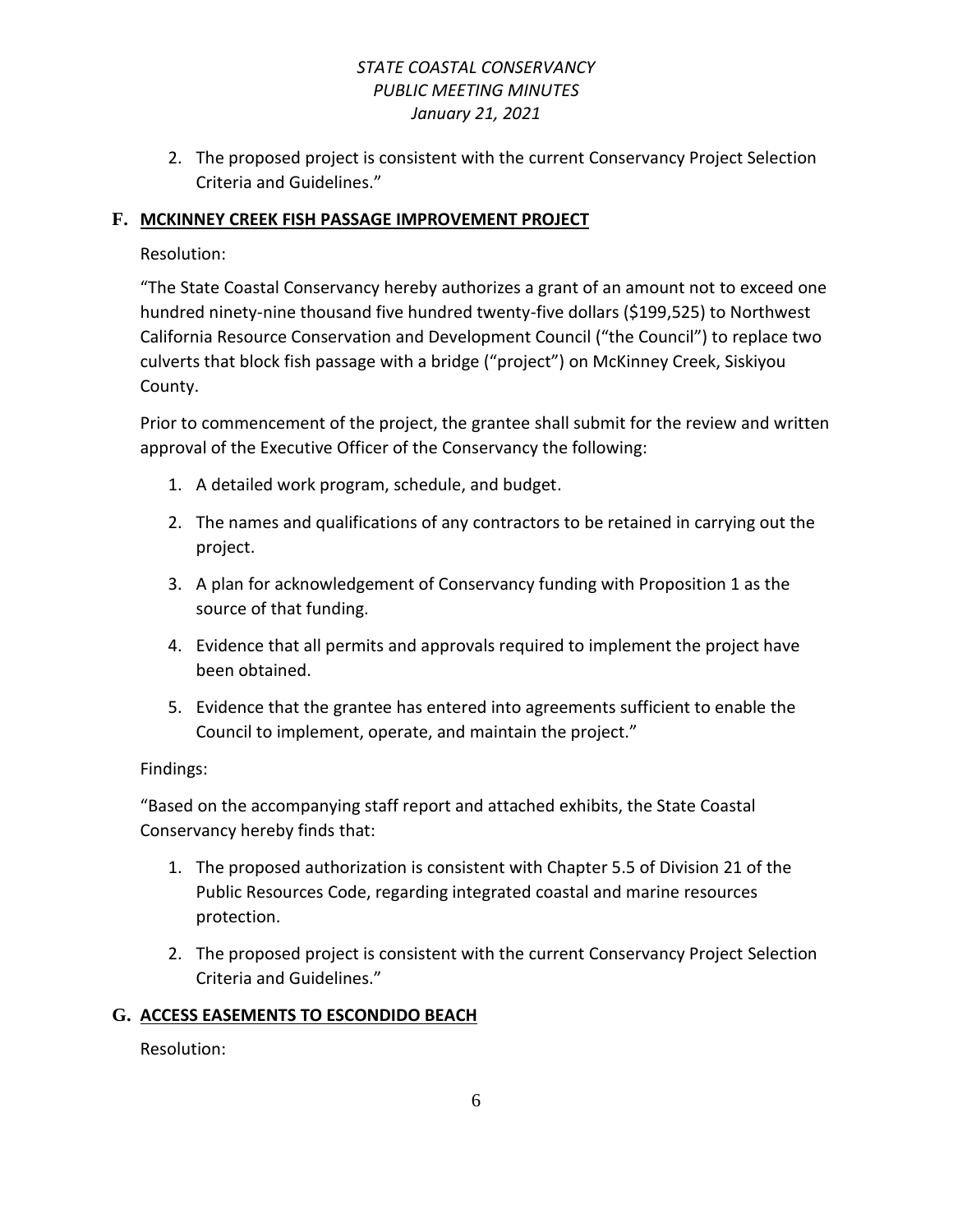2. The proposed project is consistent with the current Conservancy Project Selection Criteria and Guidelines."

## F. MCKINNEY CREEK FISH PASSAGE IMPROVEMENT PROJECT

Resolution:

"The State Coastal Conservancy hereby authorizes a grant of an amount not to exceed one hundred ninety-nine thousand five hundred twenty-five dollars ($199,525) to Northwest California Resource Conservation and Development Council ("the Council") to replace two culverts that block fish passage with a bridge ("project") on McKinney Creek, Siskiyou County.

Prior to commencement of the project, the grantee shall submit for the review and written approval of the Executive Officer of the Conservancy the following:

1. A detailed work program, schedule, and budget.
2. The names and qualifications of any contractors to be retained in carrying out the project.
3. A plan for acknowledgement of Conservancy funding with Proposition 1 as the source of that funding.
4. Evidence that all permits and approvals required to implement the project have been obtained.
5. Evidence that the grantee has entered into agreements sufficient to enable the Council to implement, operate, and maintain the project."

Findings:

"Based on the accompanying staff report and attached exhibits, the State Coastal Conservancy hereby finds that:

1. The proposed authorization is consistent with Chapter 5.5 of Division 21 of the Public Resources Code, regarding integrated coastal and marine resources protection.
2. The proposed project is consistent with the current Conservancy Project Selection Criteria and Guidelines."

## G. ACCESS EASEMENTS TO ESCONDIDO BEACH

Resolution: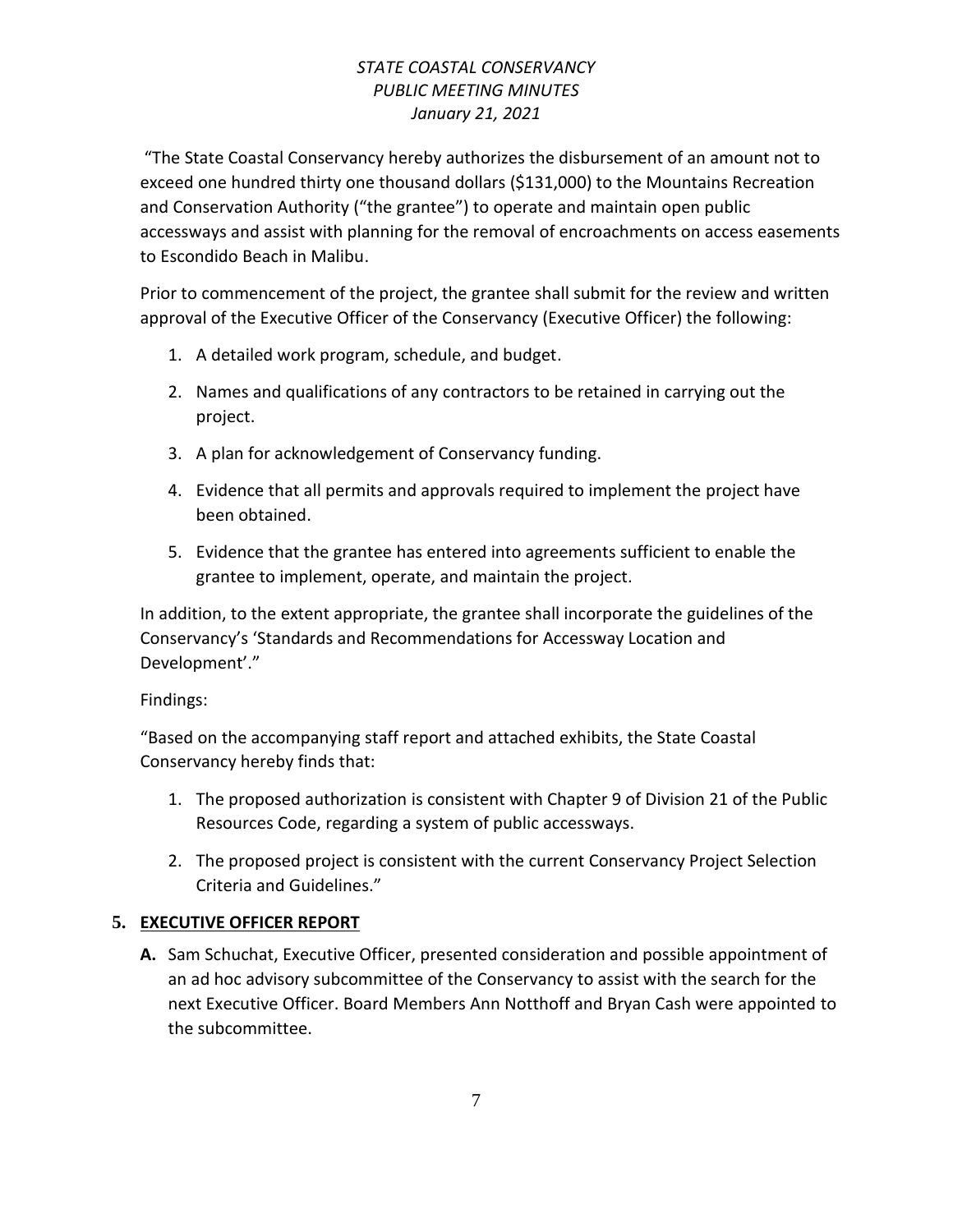"The State Coastal Conservancy hereby authorizes the disbursement of an amount not to exceed one hundred thirty one thousand dollars ($131,000) to the Mountains Recreation and Conservation Authority ("the grantee") to operate and maintain open public accessways and assist with planning for the removal of encroachments on access easements to Escondido Beach in Malibu.

Prior to commencement of the project, the grantee shall submit for the review and written approval of the Executive Officer of the Conservancy (Executive Officer) the following:

1. A detailed work program, schedule, and budget.
2. Names and qualifications of any contractors to be retained in carrying out the project.
3. A plan for acknowledgement of Conservancy funding.
4. Evidence that all permits and approvals required to implement the project have been obtained.
5. Evidence that the grantee has entered into agreements sufficient to enable the grantee to implement, operate, and maintain the project.

In addition, to the extent appropriate, the grantee shall incorporate the guidelines of the Conservancy's 'Standards and Recommendations for Accessway Location and Development'."

Findings:

"Based on the accompanying staff report and attached exhibits, the State Coastal Conservancy hereby finds that:

1. The proposed authorization is consistent with Chapter 9 of Division 21 of the Public Resources Code, regarding a system of public accessways.
2. The proposed project is consistent with the current Conservancy Project Selection Criteria and Guidelines."

## 5. EXECUTIVE OFFICER REPORT

**A.** Sam Schuchat, Executive Officer, presented consideration and possible appointment of an ad hoc advisory subcommittee of the Conservancy to assist with the search for the next Executive Officer. Board Members Ann Notthoff and Bryan Cash were appointed to the subcommittee.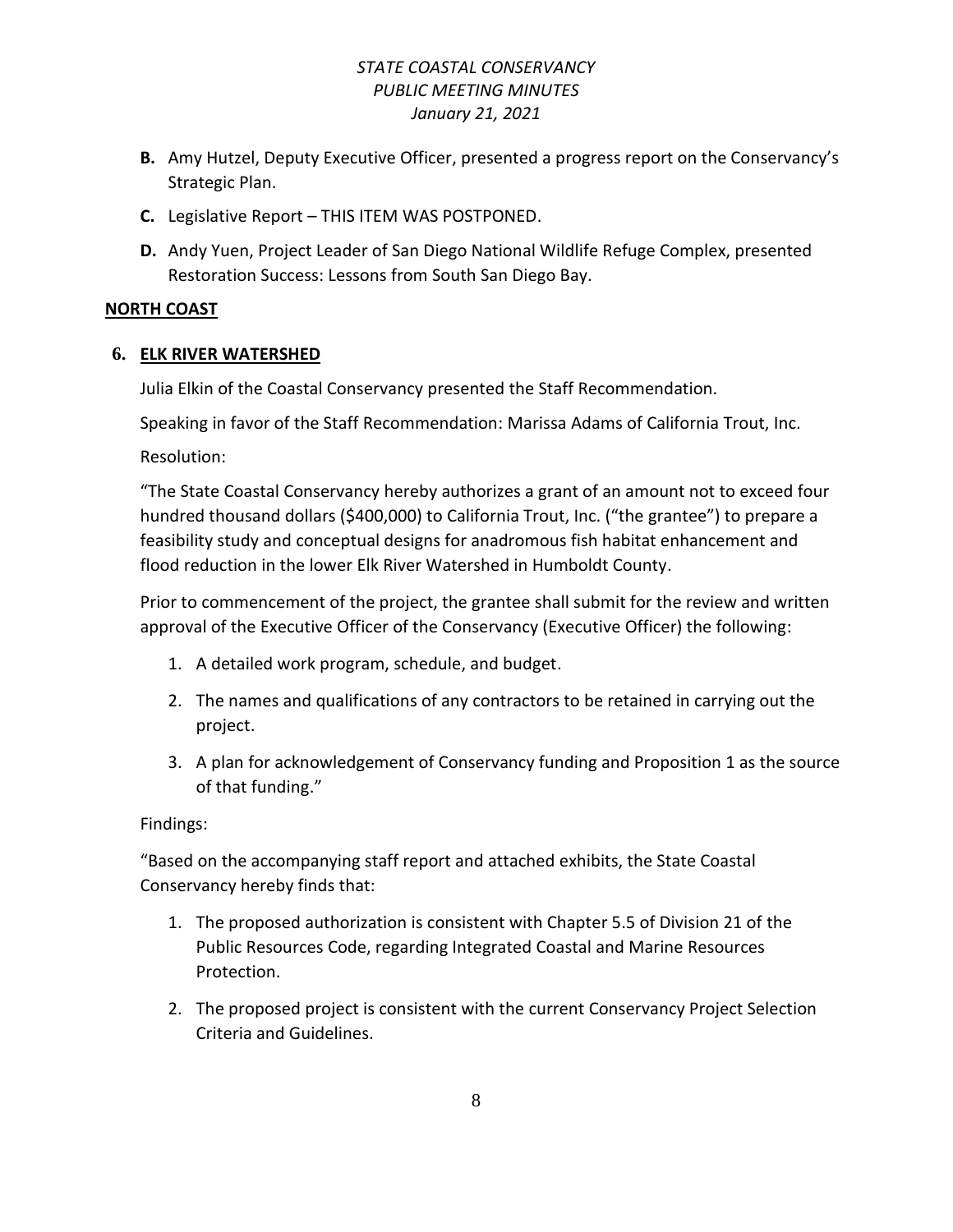- **B.** Amy Hutzel, Deputy Executive Officer, presented a progress report on the Conservancy's Strategic Plan.
- **C.** Legislative Report – THIS ITEM WAS POSTPONED.
- **D.** Andy Yuen, Project Leader of San Diego National Wildlife Refuge Complex, presented Restoration Success: Lessons from South San Diego Bay.

**NORTH COAST**

**6. ELK RIVER WATERSHED**

Julia Elkin of the Coastal Conservancy presented the Staff Recommendation.

Speaking in favor of the Staff Recommendation: Marissa Adams of California Trout, Inc.

Resolution:

"The State Coastal Conservancy hereby authorizes a grant of an amount not to exceed four hundred thousand dollars ($400,000) to California Trout, Inc. ("the grantee") to prepare a feasibility study and conceptual designs for anadromous fish habitat enhancement and flood reduction in the lower Elk River Watershed in Humboldt County.

Prior to commencement of the project, the grantee shall submit for the review and written approval of the Executive Officer of the Conservancy (Executive Officer) the following:

1. A detailed work program, schedule, and budget.
2. The names and qualifications of any contractors to be retained in carrying out the project.
3. A plan for acknowledgement of Conservancy funding and Proposition 1 as the source of that funding."

Findings:

"Based on the accompanying staff report and attached exhibits, the State Coastal Conservancy hereby finds that:

1. The proposed authorization is consistent with Chapter 5.5 of Division 21 of the Public Resources Code, regarding Integrated Coastal and Marine Resources Protection.
2. The proposed project is consistent with the current Conservancy Project Selection Criteria and Guidelines.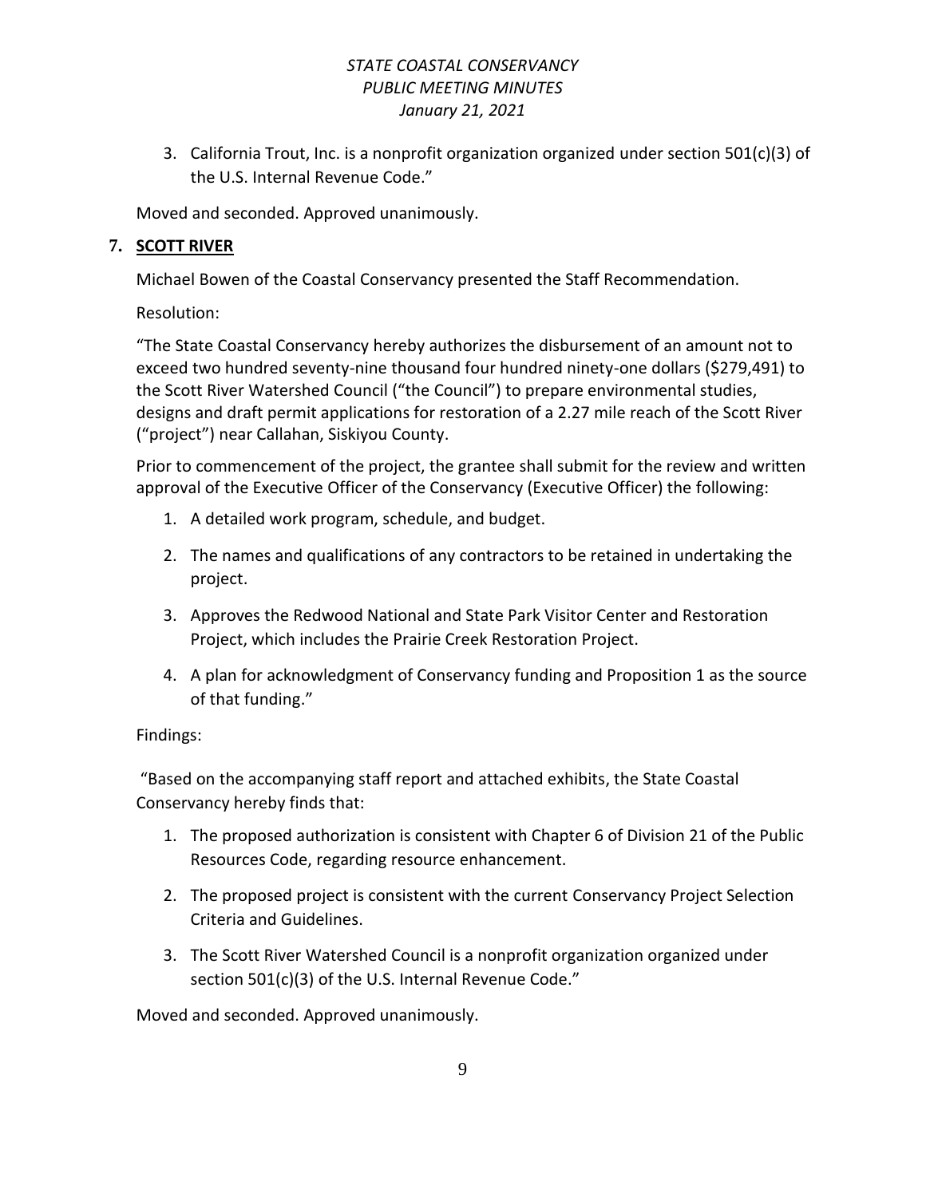3. California Trout, Inc. is a nonprofit organization organized under section 501(c)(3) of the U.S. Internal Revenue Code."

Moved and seconded. Approved unanimously.

**7. SCOTT RIVER**

Michael Bowen of the Coastal Conservancy presented the Staff Recommendation.

Resolution:

"The State Coastal Conservancy hereby authorizes the disbursement of an amount not to exceed two hundred seventy-nine thousand four hundred ninety-one dollars ($279,491) to the Scott River Watershed Council ("the Council") to prepare environmental studies, designs and draft permit applications for restoration of a 2.27 mile reach of the Scott River ("project") near Callahan, Siskiyou County.

Prior to commencement of the project, the grantee shall submit for the review and written approval of the Executive Officer of the Conservancy (Executive Officer) the following:

1. A detailed work program, schedule, and budget.
2. The names and qualifications of any contractors to be retained in undertaking the project.
3. Approves the Redwood National and State Park Visitor Center and Restoration Project, which includes the Prairie Creek Restoration Project.
4. A plan for acknowledgment of Conservancy funding and Proposition 1 as the source of that funding."

Findings:

"Based on the accompanying staff report and attached exhibits, the State Coastal Conservancy hereby finds that:

1. The proposed authorization is consistent with Chapter 6 of Division 21 of the Public Resources Code, regarding resource enhancement.
2. The proposed project is consistent with the current Conservancy Project Selection Criteria and Guidelines.
3. The Scott River Watershed Council is a nonprofit organization organized under section 501(c)(3) of the U.S. Internal Revenue Code."

Moved and seconded. Approved unanimously.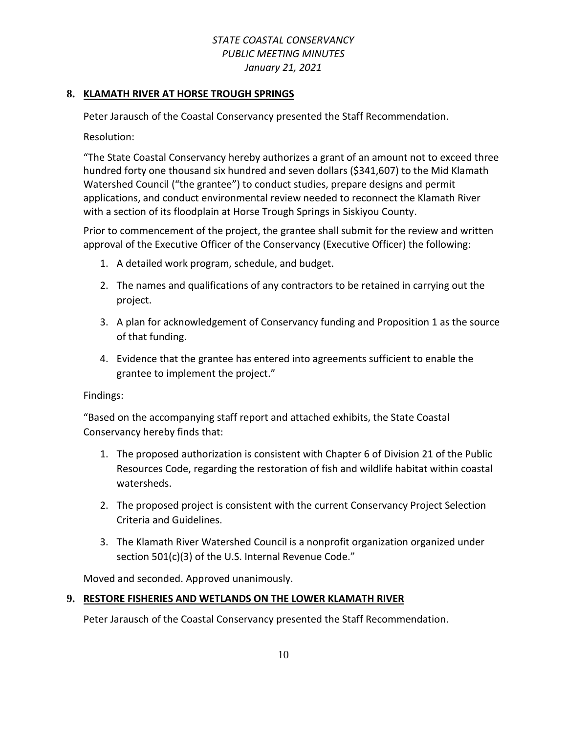## 8. KLAMATH RIVER AT HORSE TROUGH SPRINGS

Peter Jarausch of the Coastal Conservancy presented the Staff Recommendation.

Resolution:

"The State Coastal Conservancy hereby authorizes a grant of an amount not to exceed three hundred forty one thousand six hundred and seven dollars ($341,607) to the Mid Klamath Watershed Council ("the grantee") to conduct studies, prepare designs and permit applications, and conduct environmental review needed to reconnect the Klamath River with a section of its floodplain at Horse Trough Springs in Siskiyou County.

Prior to commencement of the project, the grantee shall submit for the review and written approval of the Executive Officer of the Conservancy (Executive Officer) the following:

1. A detailed work program, schedule, and budget.
2. The names and qualifications of any contractors to be retained in carrying out the project.
3. A plan for acknowledgement of Conservancy funding and Proposition 1 as the source of that funding.
4. Evidence that the grantee has entered into agreements sufficient to enable the grantee to implement the project."

Findings:

"Based on the accompanying staff report and attached exhibits, the State Coastal Conservancy hereby finds that:

1. The proposed authorization is consistent with Chapter 6 of Division 21 of the Public Resources Code, regarding the restoration of fish and wildlife habitat within coastal watersheds.
2. The proposed project is consistent with the current Conservancy Project Selection Criteria and Guidelines.
3. The Klamath River Watershed Council is a nonprofit organization organized under section 501(c)(3) of the U.S. Internal Revenue Code."

Moved and seconded. Approved unanimously.

## 9. RESTORE FISHERIES AND WETLANDS ON THE LOWER KLAMATH RIVER

Peter Jarausch of the Coastal Conservancy presented the Staff Recommendation.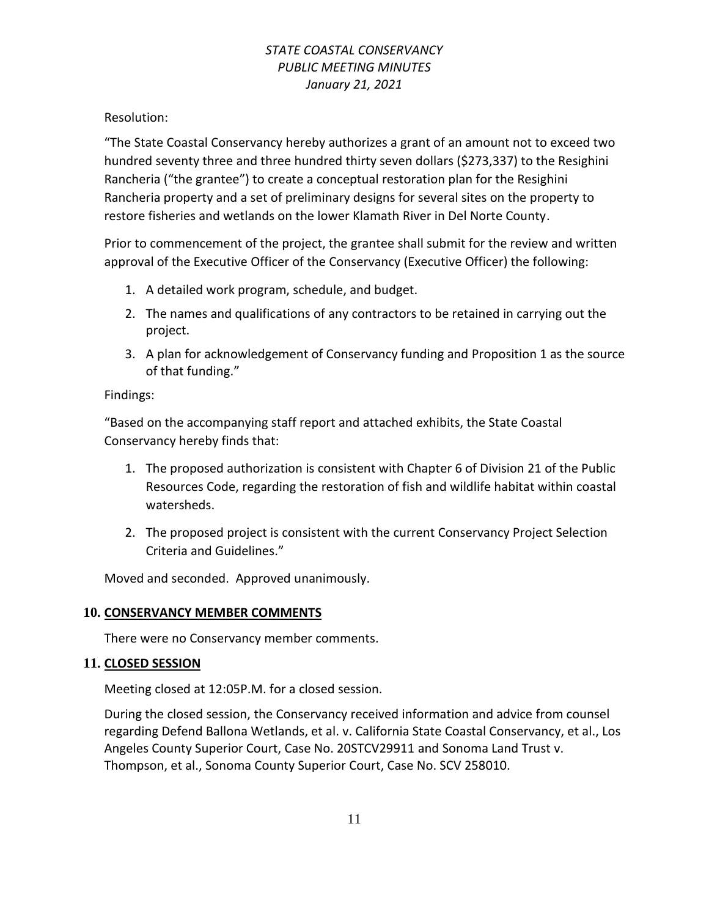Resolution:

"The State Coastal Conservancy hereby authorizes a grant of an amount not to exceed two hundred seventy three and three hundred thirty seven dollars ($273,337) to the Resighini Rancheria ("the grantee") to create a conceptual restoration plan for the Resighini Rancheria property and a set of preliminary designs for several sites on the property to restore fisheries and wetlands on the lower Klamath River in Del Norte County.

Prior to commencement of the project, the grantee shall submit for the review and written approval of the Executive Officer of the Conservancy (Executive Officer) the following:

1. A detailed work program, schedule, and budget.
2. The names and qualifications of any contractors to be retained in carrying out the project.
3. A plan for acknowledgement of Conservancy funding and Proposition 1 as the source of that funding."

Findings:

"Based on the accompanying staff report and attached exhibits, the State Coastal Conservancy hereby finds that:

1. The proposed authorization is consistent with Chapter 6 of Division 21 of the Public Resources Code, regarding the restoration of fish and wildlife habitat within coastal watersheds.
2. The proposed project is consistent with the current Conservancy Project Selection Criteria and Guidelines."

Moved and seconded. Approved unanimously.

## 10. CONSERVANCY MEMBER COMMENTS

There were no Conservancy member comments.

## 11. CLOSED SESSION

Meeting closed at 12:05P.M. for a closed session.

During the closed session, the Conservancy received information and advice from counsel regarding Defend Ballona Wetlands, et al. v. California State Coastal Conservancy, et al., Los Angeles County Superior Court, Case No. 20STCV29911 and Sonoma Land Trust v. Thompson, et al., Sonoma County Superior Court, Case No. SCV 258010.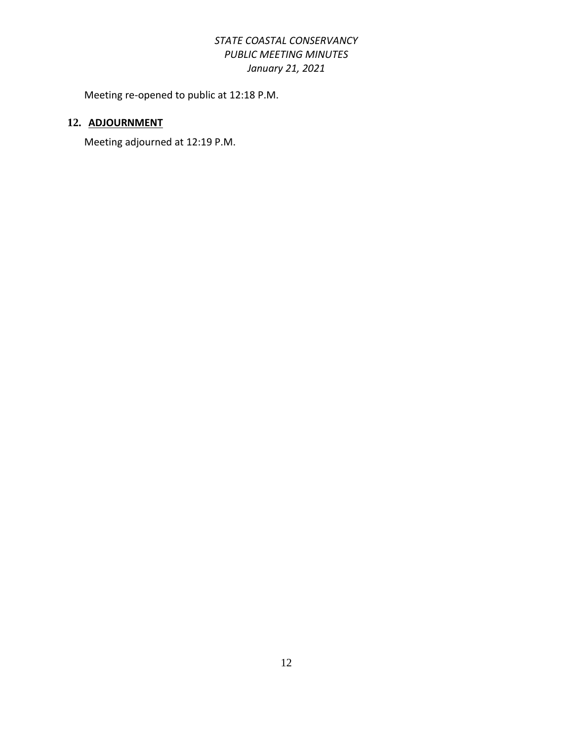Meeting re-opened to public at 12:18 P.M.

## 12. ADJOURNMENT

Meeting adjourned at 12:19 P.M.